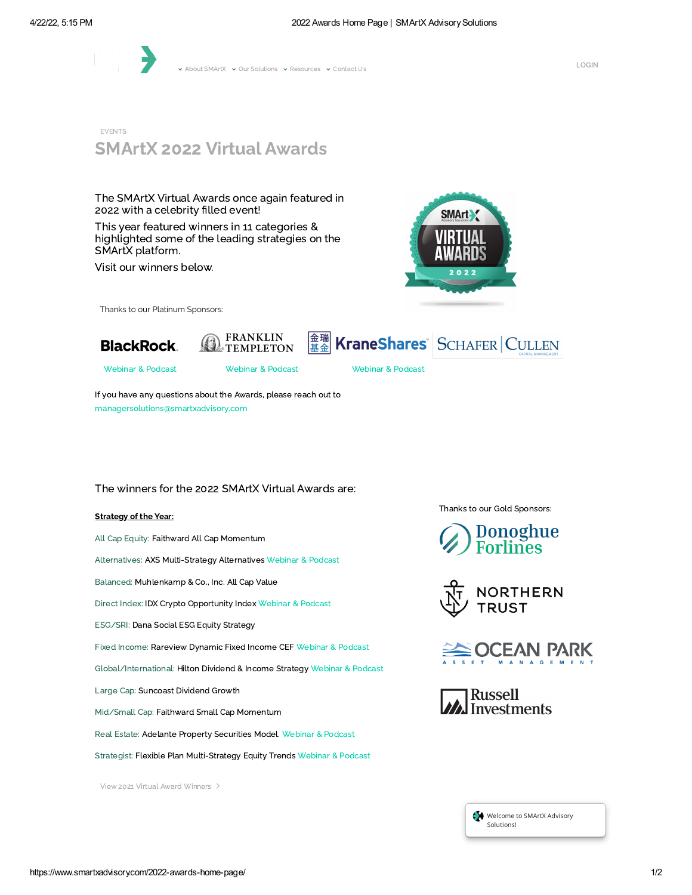About SMArtX · Our Solutions · Resources · Contact Us

LOGIN

EVENTS

# SMArtX 2022 Virtual Awards

The SMArtX Virtual Awards once again featured in 2022 with a celebrity filled event!

This year featured winners in 11 categories & highlighted some of the leading strategies on the SMArtX platform.

Visit our winners below.

Thanks to our Platinum Sponsors:

BlackRock — Webinar & Podcast

Franklin Templeton — Webinar & Podcast

KraneShares — Webinar & Podcast

Schafer Cullen Capital Management

If you have any questions about the Awards, please reach out to managersolutions@smartxadvisory.com

The winners for the 2022 SMArtX Virtual Awards are:

**Strategy of the Year:**

All Cap Equity: Faithward All Cap Momentum

Alternatives: AXS Multi-Strategy Alternatives Webinar & Podcast

Balanced: Muhlenkamp & Co., Inc. All Cap Value

Direct Index: IDX Crypto Opportunity Index Webinar & Podcast

ESG/SRI: Dana Social ESG Equity Strategy

Fixed Income: Rareview Dynamic Fixed Income CEF Webinar & Podcast

Global/International: Hilton Dividend & Income Strategy Webinar & Podcast

Large Cap: Suncoast Dividend Growth

Mid/Small Cap: Faithward Small Cap Momentum

Real Estate: Adelante Property Securities Model. Webinar & Podcast

Strategist: Flexible Plan Multi-Strategy Equity Trends Webinar & Podcast

Thanks to our Gold Sponsors:

Donoghue Forlines

Northern Trust

Ocean Park Asset Management

Russell Investments

View 2021 Virtual Award Winners >

Welcome to SMArtX Advisory Solutions!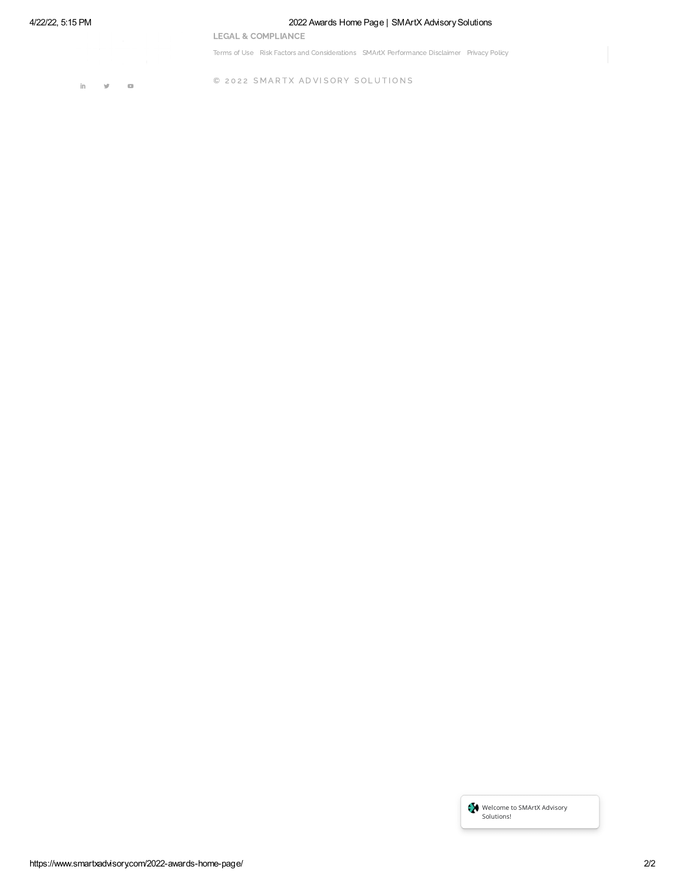## LEGAL & COMPLIANCE

Terms of Use   Risk Factors and Considerations   SMArtX Performance Disclaimer   Privacy Policy

© 2022 SMARTX ADVISORY SOLUTIONS

Welcome to SMArtX Advisory Solutions!